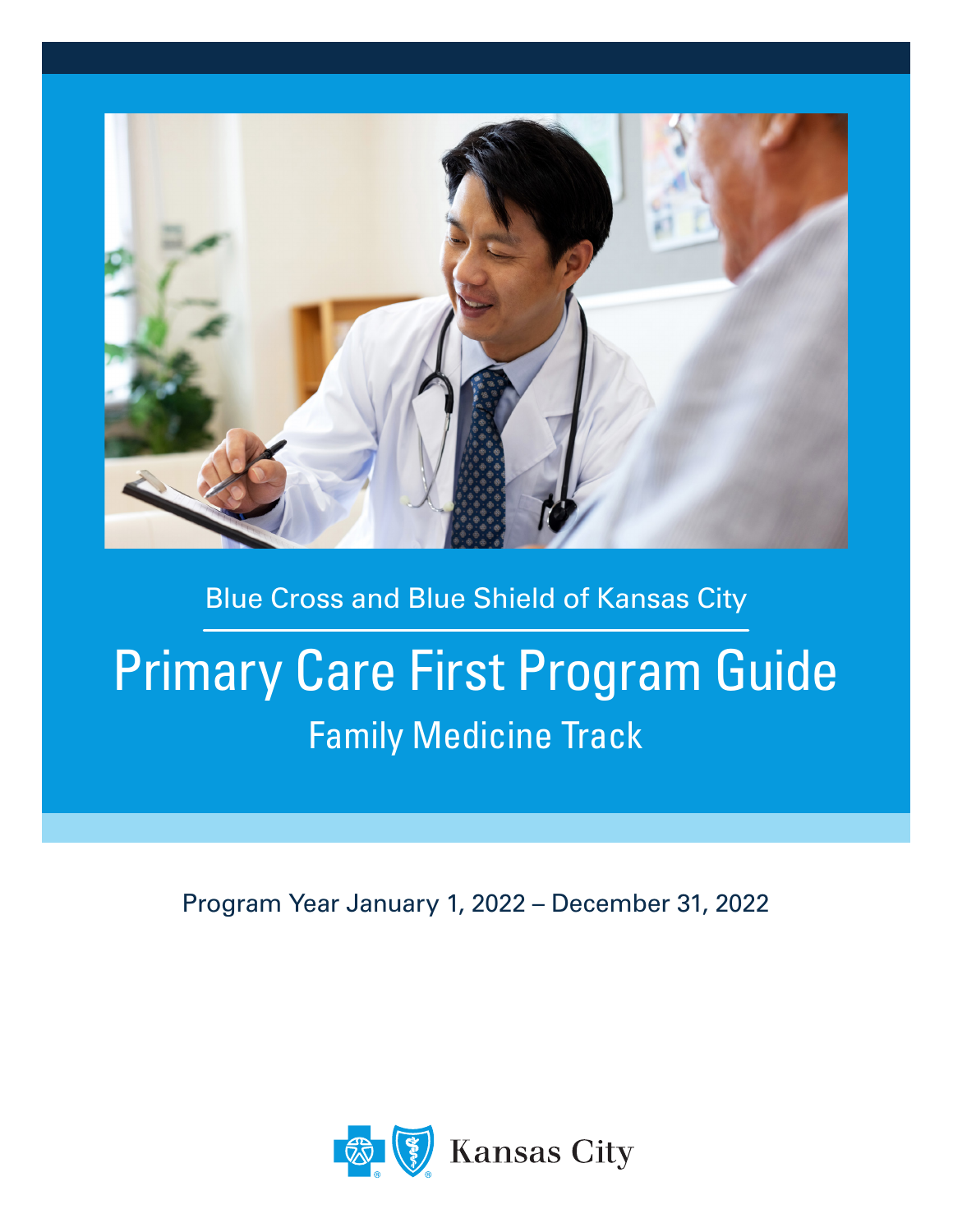Blue Cross and Blue Shield of Kansas City

# Primary Care First Program Guide

## Family Medicine Track

Program Year January 1, 2022 – December 31, 2022

Kansas City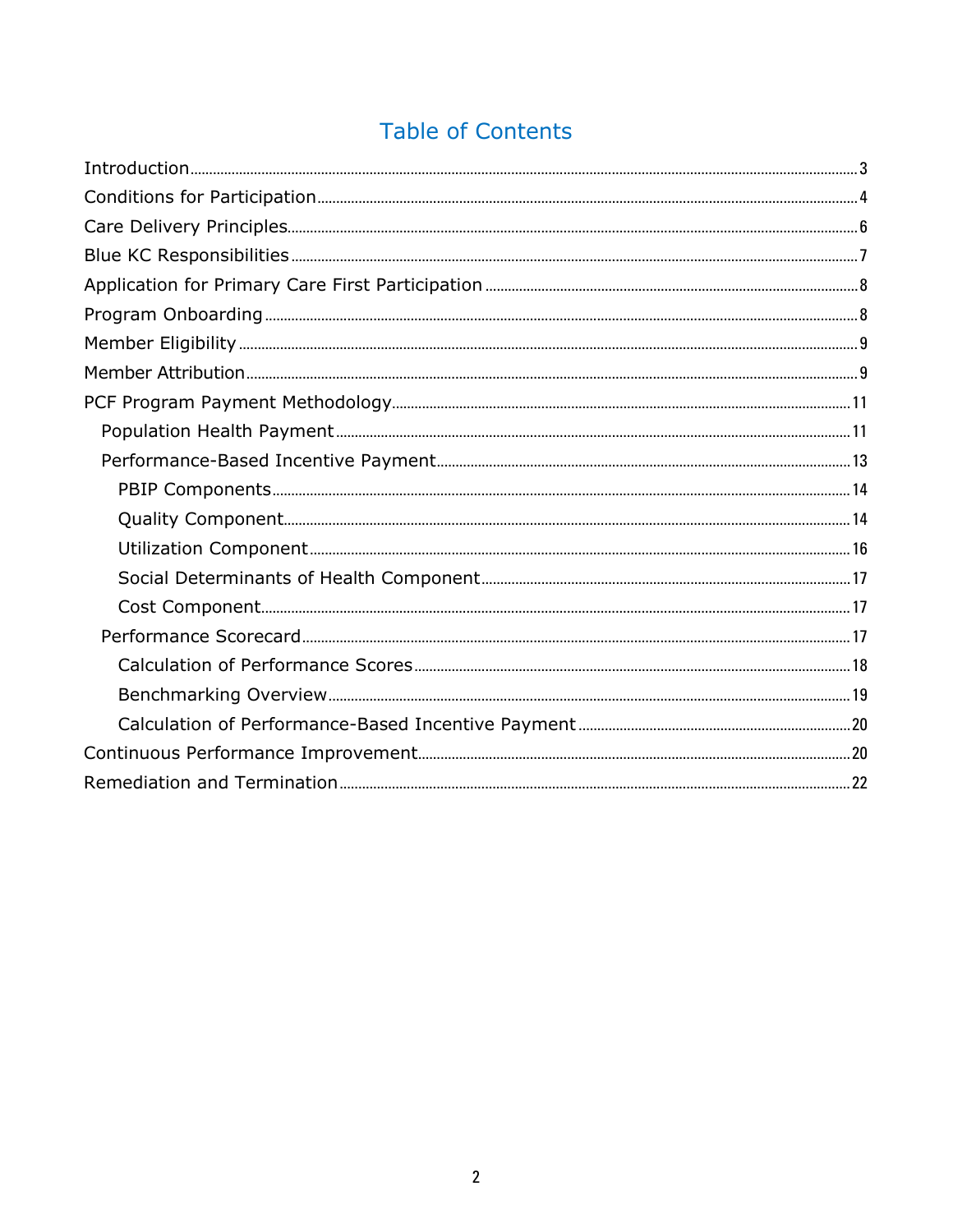# Table of Contents

- Introduction ........ 3
- Conditions for Participation ........ 4
- Care Delivery Principles ........ 6
- Blue KC Responsibilities ........ 7
- Application for Primary Care First Participation ........ 8
- Program Onboarding ........ 8
- Member Eligibility ........ 9
- Member Attribution ........ 9
- PCF Program Payment Methodology ........ 11
  - Population Health Payment ........ 11
  - Performance-Based Incentive Payment ........ 13
    - PBIP Components ........ 14
    - Quality Component ........ 14
    - Utilization Component ........ 16
    - Social Determinants of Health Component ........ 17
    - Cost Component ........ 17
  - Performance Scorecard ........ 17
    - Calculation of Performance Scores ........ 18
    - Benchmarking Overview ........ 19
    - Calculation of Performance-Based Incentive Payment ........ 20
- Continuous Performance Improvement ........ 20
- Remediation and Termination ........ 22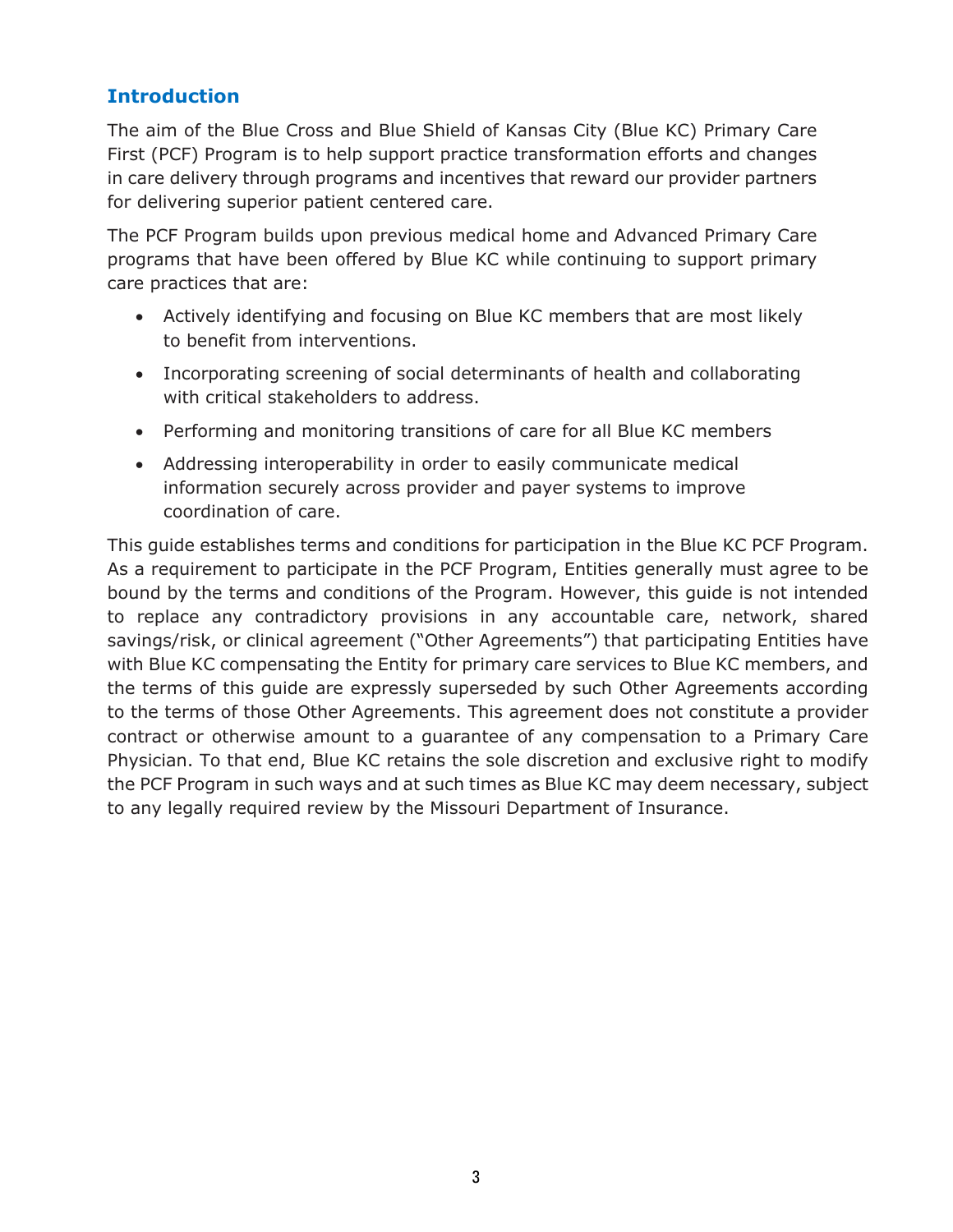## Introduction

The aim of the Blue Cross and Blue Shield of Kansas City (Blue KC) Primary Care First (PCF) Program is to help support practice transformation efforts and changes in care delivery through programs and incentives that reward our provider partners for delivering superior patient centered care.

The PCF Program builds upon previous medical home and Advanced Primary Care programs that have been offered by Blue KC while continuing to support primary care practices that are:

- Actively identifying and focusing on Blue KC members that are most likely to benefit from interventions.
- Incorporating screening of social determinants of health and collaborating with critical stakeholders to address.
- Performing and monitoring transitions of care for all Blue KC members
- Addressing interoperability in order to easily communicate medical information securely across provider and payer systems to improve coordination of care.

This guide establishes terms and conditions for participation in the Blue KC PCF Program. As a requirement to participate in the PCF Program, Entities generally must agree to be bound by the terms and conditions of the Program. However, this guide is not intended to replace any contradictory provisions in any accountable care, network, shared savings/risk, or clinical agreement ("Other Agreements") that participating Entities have with Blue KC compensating the Entity for primary care services to Blue KC members, and the terms of this guide are expressly superseded by such Other Agreements according to the terms of those Other Agreements. This agreement does not constitute a provider contract or otherwise amount to a guarantee of any compensation to a Primary Care Physician. To that end, Blue KC retains the sole discretion and exclusive right to modify the PCF Program in such ways and at such times as Blue KC may deem necessary, subject to any legally required review by the Missouri Department of Insurance.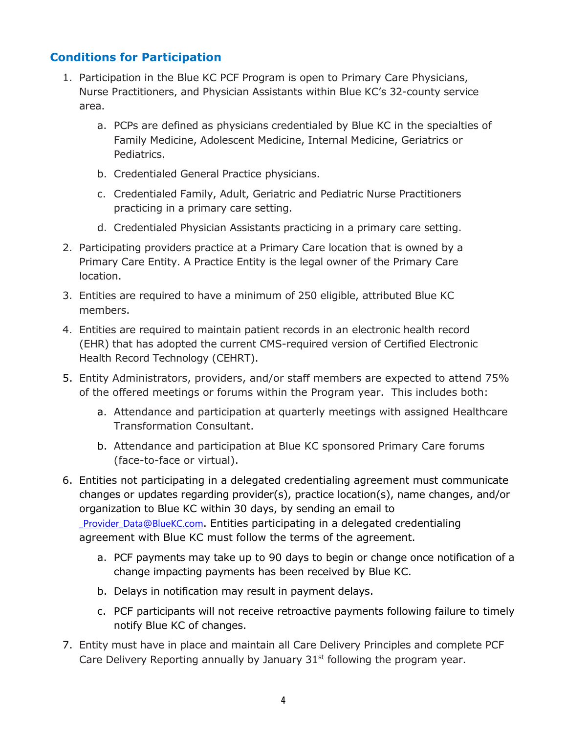## Conditions for Participation

1. Participation in the Blue KC PCF Program is open to Primary Care Physicians, Nurse Practitioners, and Physician Assistants within Blue KC's 32-county service area.
    a. PCPs are defined as physicians credentialed by Blue KC in the specialties of Family Medicine, Adolescent Medicine, Internal Medicine, Geriatrics or Pediatrics.
    b. Credentialed General Practice physicians.
    c. Credentialed Family, Adult, Geriatric and Pediatric Nurse Practitioners practicing in a primary care setting.
    d. Credentialed Physician Assistants practicing in a primary care setting.
2. Participating providers practice at a Primary Care location that is owned by a Primary Care Entity. A Practice Entity is the legal owner of the Primary Care location.
3. Entities are required to have a minimum of 250 eligible, attributed Blue KC members.
4. Entities are required to maintain patient records in an electronic health record (EHR) that has adopted the current CMS-required version of Certified Electronic Health Record Technology (CEHRT).
5. Entity Administrators, providers, and/or staff members are expected to attend 75% of the offered meetings or forums within the Program year. This includes both:
    a. Attendance and participation at quarterly meetings with assigned Healthcare Transformation Consultant.
    b. Attendance and participation at Blue KC sponsored Primary Care forums (face-to-face or virtual).
6. Entities not participating in a delegated credentialing agreement must communicate changes or updates regarding provider(s), practice location(s), name changes, and/or organization to Blue KC within 30 days, by sending an email to _Provider_Data@BlueKC.com. Entities participating in a delegated credentialing agreement with Blue KC must follow the terms of the agreement.
    a. PCF payments may take up to 90 days to begin or change once notification of a change impacting payments has been received by Blue KC.
    b. Delays in notification may result in payment delays.
    c. PCF participants will not receive retroactive payments following failure to timely notify Blue KC of changes.
7. Entity must have in place and maintain all Care Delivery Principles and complete PCF Care Delivery Reporting annually by January 31st following the program year.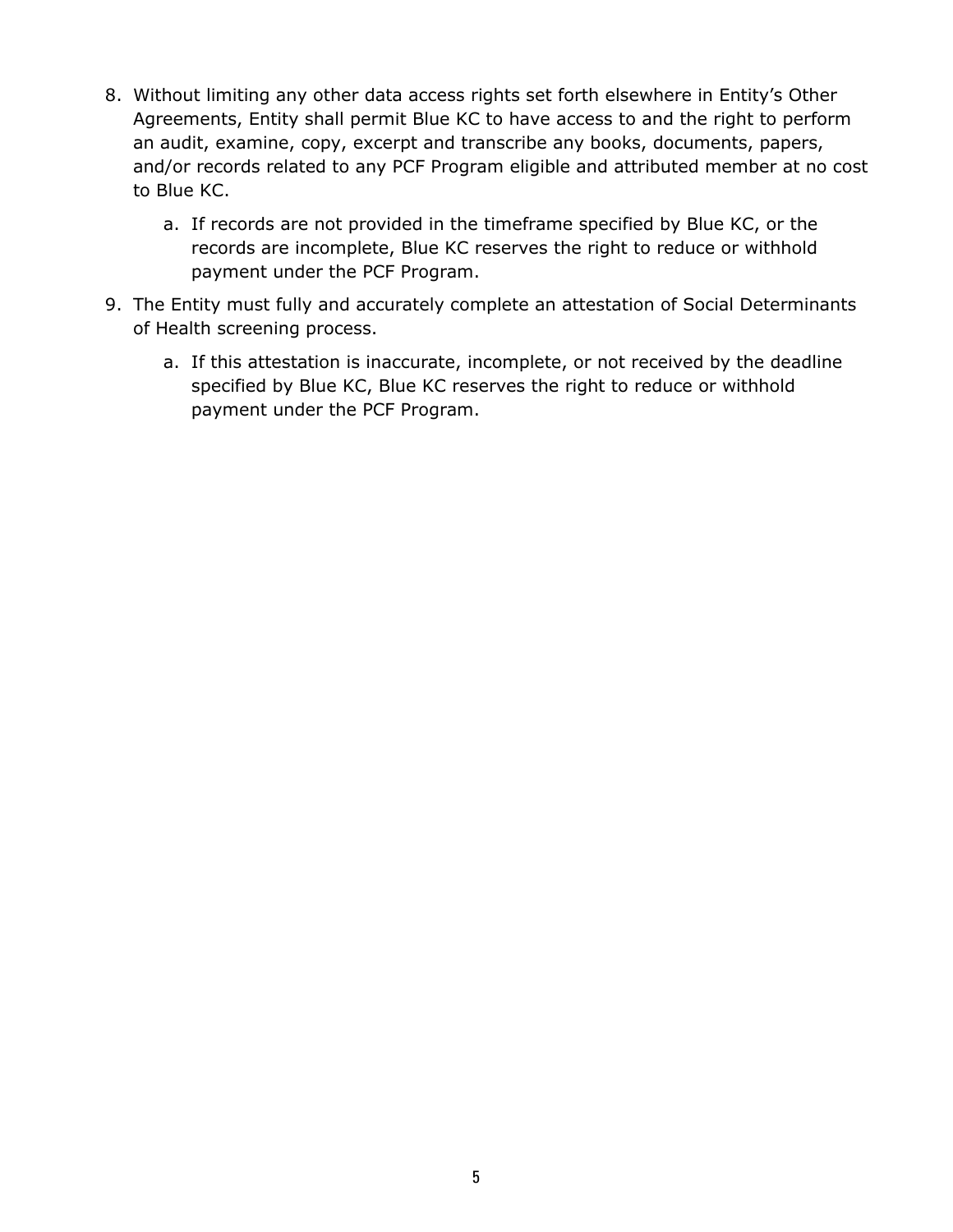8. Without limiting any other data access rights set forth elsewhere in Entity's Other Agreements, Entity shall permit Blue KC to have access to and the right to perform an audit, examine, copy, excerpt and transcribe any books, documents, papers, and/or records related to any PCF Program eligible and attributed member at no cost to Blue KC.
    a. If records are not provided in the timeframe specified by Blue KC, or the records are incomplete, Blue KC reserves the right to reduce or withhold payment under the PCF Program.
9. The Entity must fully and accurately complete an attestation of Social Determinants of Health screening process.
    a. If this attestation is inaccurate, incomplete, or not received by the deadline specified by Blue KC, Blue KC reserves the right to reduce or withhold payment under the PCF Program.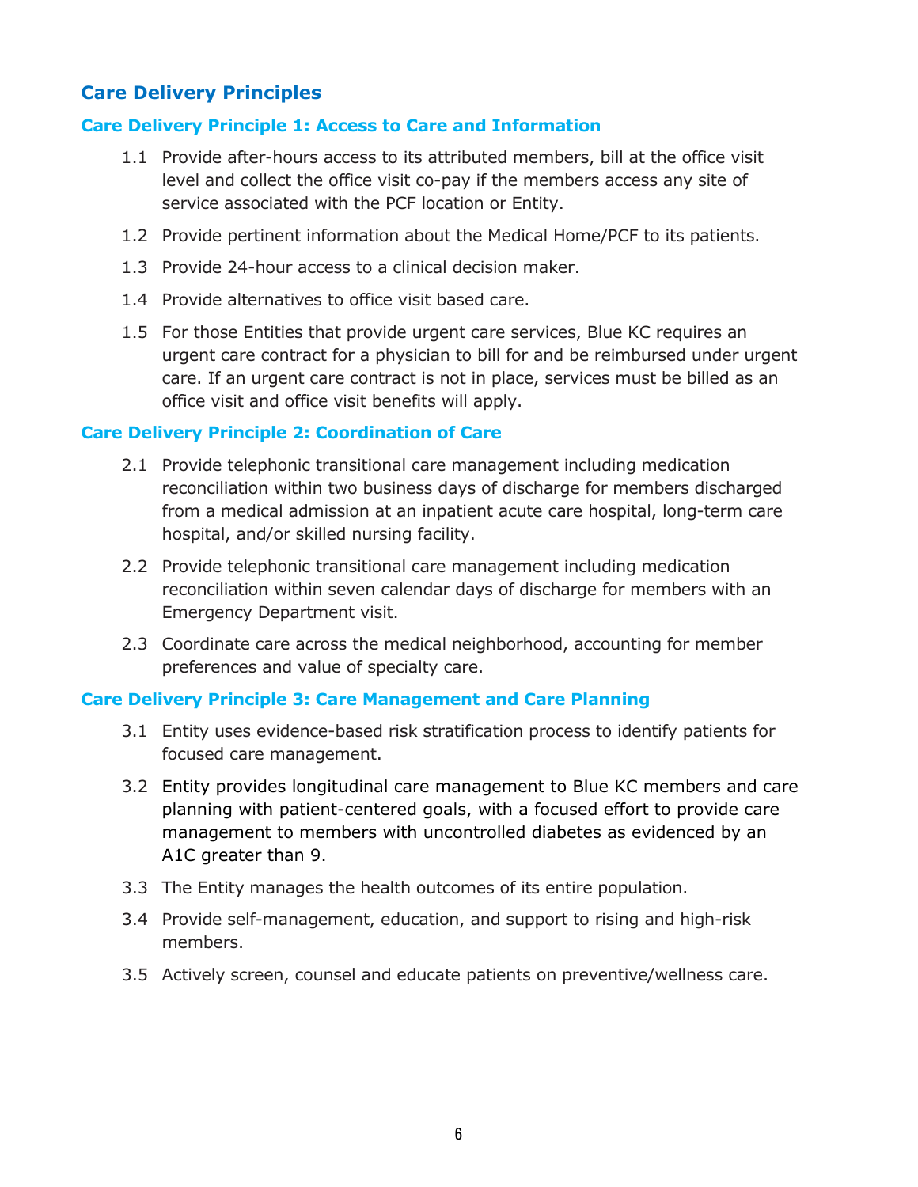## Care Delivery Principles

### Care Delivery Principle 1: Access to Care and Information

1.1 Provide after-hours access to its attributed members, bill at the office visit level and collect the office visit co-pay if the members access any site of service associated with the PCF location or Entity.

1.2 Provide pertinent information about the Medical Home/PCF to its patients.

1.3 Provide 24-hour access to a clinical decision maker.

1.4 Provide alternatives to office visit based care.

1.5 For those Entities that provide urgent care services, Blue KC requires an urgent care contract for a physician to bill for and be reimbursed under urgent care. If an urgent care contract is not in place, services must be billed as an office visit and office visit benefits will apply.

### Care Delivery Principle 2: Coordination of Care

2.1 Provide telephonic transitional care management including medication reconciliation within two business days of discharge for members discharged from a medical admission at an inpatient acute care hospital, long-term care hospital, and/or skilled nursing facility.

2.2 Provide telephonic transitional care management including medication reconciliation within seven calendar days of discharge for members with an Emergency Department visit.

2.3 Coordinate care across the medical neighborhood, accounting for member preferences and value of specialty care.

### Care Delivery Principle 3: Care Management and Care Planning

3.1 Entity uses evidence-based risk stratification process to identify patients for focused care management.

3.2 Entity provides longitudinal care management to Blue KC members and care planning with patient-centered goals, with a focused effort to provide care management to members with uncontrolled diabetes as evidenced by an A1C greater than 9.

3.3 The Entity manages the health outcomes of its entire population.

3.4 Provide self-management, education, and support to rising and high-risk members.

3.5 Actively screen, counsel and educate patients on preventive/wellness care.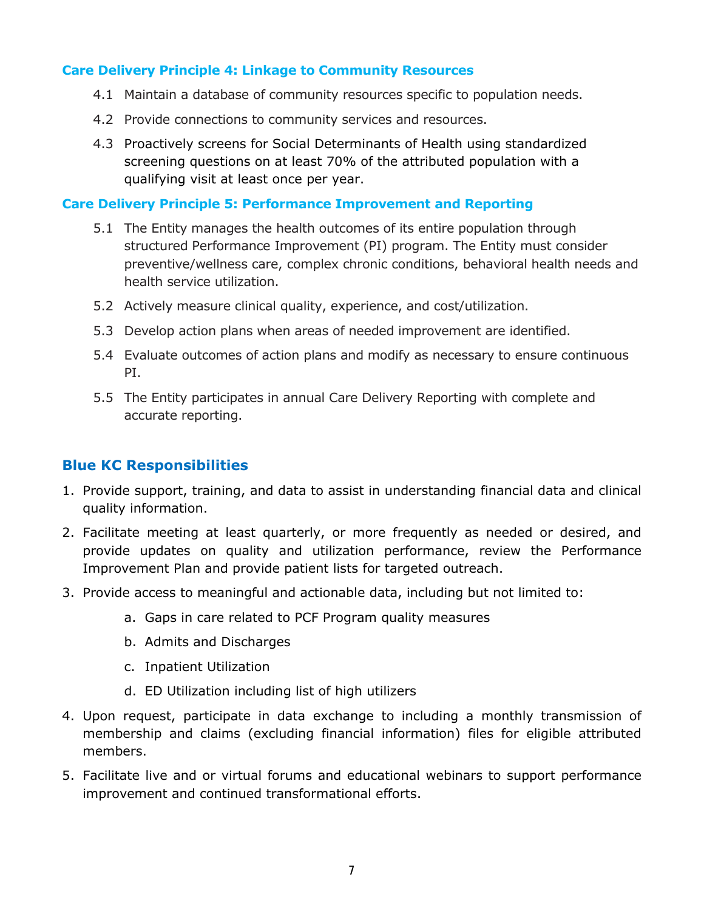### Care Delivery Principle 4: Linkage to Community Resources

4.1 Maintain a database of community resources specific to population needs.

4.2 Provide connections to community services and resources.

4.3 Proactively screens for Social Determinants of Health using standardized screening questions on at least 70% of the attributed population with a qualifying visit at least once per year.

### Care Delivery Principle 5: Performance Improvement and Reporting

5.1 The Entity manages the health outcomes of its entire population through structured Performance Improvement (PI) program. The Entity must consider preventive/wellness care, complex chronic conditions, behavioral health needs and health service utilization.

5.2 Actively measure clinical quality, experience, and cost/utilization.

5.3 Develop action plans when areas of needed improvement are identified.

5.4 Evaluate outcomes of action plans and modify as necessary to ensure continuous PI.

5.5 The Entity participates in annual Care Delivery Reporting with complete and accurate reporting.

## Blue KC Responsibilities

1. Provide support, training, and data to assist in understanding financial data and clinical quality information.
2. Facilitate meeting at least quarterly, or more frequently as needed or desired, and provide updates on quality and utilization performance, review the Performance Improvement Plan and provide patient lists for targeted outreach.
3. Provide access to meaningful and actionable data, including but not limited to:
   a. Gaps in care related to PCF Program quality measures
   b. Admits and Discharges
   c. Inpatient Utilization
   d. ED Utilization including list of high utilizers
4. Upon request, participate in data exchange to including a monthly transmission of membership and claims (excluding financial information) files for eligible attributed members.
5. Facilitate live and or virtual forums and educational webinars to support performance improvement and continued transformational efforts.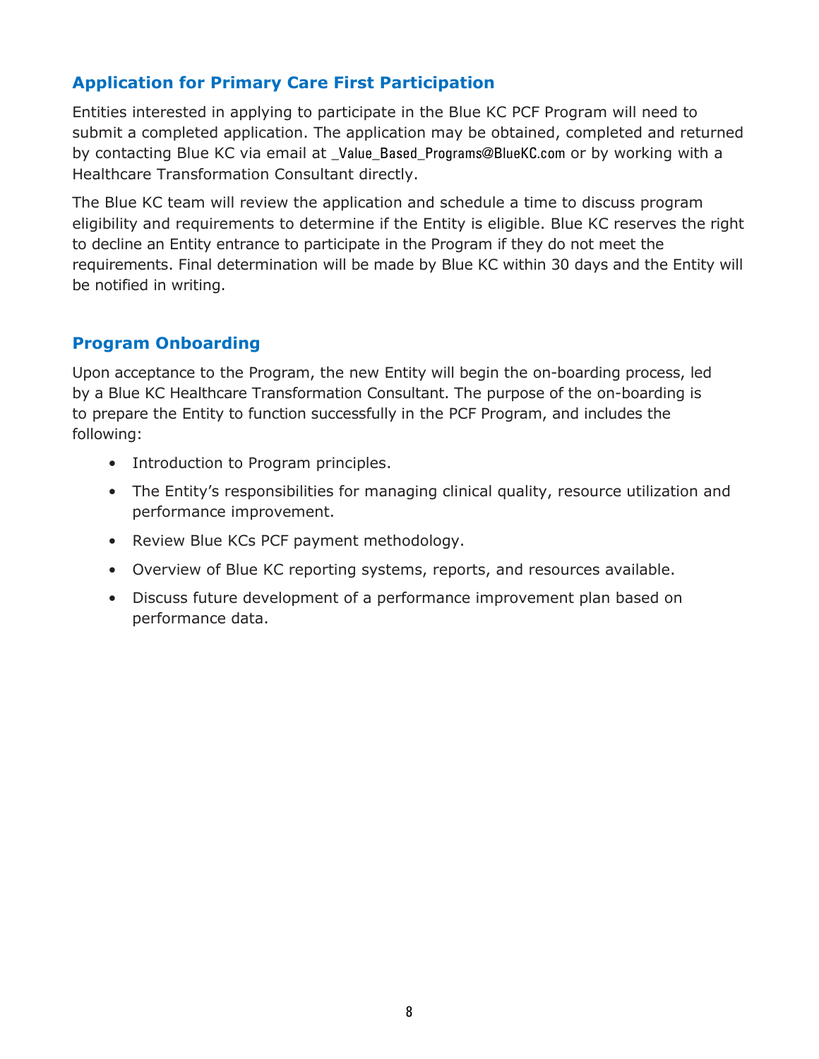## Application for Primary Care First Participation

Entities interested in applying to participate in the Blue KC PCF Program will need to submit a completed application. The application may be obtained, completed and returned by contacting Blue KC via email at _Value_Based_Programs@BlueKC.com or by working with a Healthcare Transformation Consultant directly.

The Blue KC team will review the application and schedule a time to discuss program eligibility and requirements to determine if the Entity is eligible. Blue KC reserves the right to decline an Entity entrance to participate in the Program if they do not meet the requirements. Final determination will be made by Blue KC within 30 days and the Entity will be notified in writing.

## Program Onboarding

Upon acceptance to the Program, the new Entity will begin the on-boarding process, led by a Blue KC Healthcare Transformation Consultant. The purpose of the on-boarding is to prepare the Entity to function successfully in the PCF Program, and includes the following:

- Introduction to Program principles.
- The Entity's responsibilities for managing clinical quality, resource utilization and performance improvement.
- Review Blue KCs PCF payment methodology.
- Overview of Blue KC reporting systems, reports, and resources available.
- Discuss future development of a performance improvement plan based on performance data.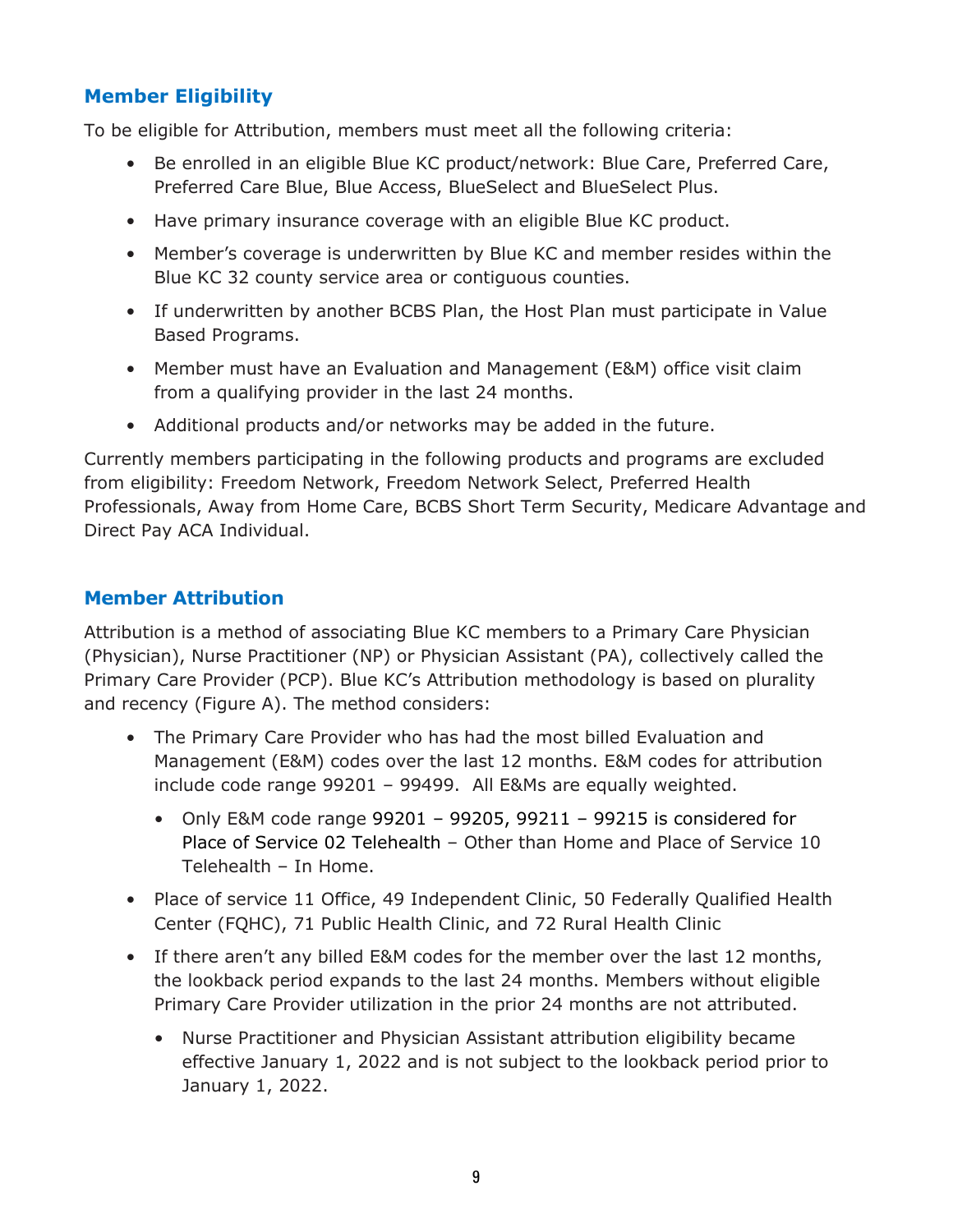## Member Eligibility

To be eligible for Attribution, members must meet all the following criteria:

- Be enrolled in an eligible Blue KC product/network: Blue Care, Preferred Care, Preferred Care Blue, Blue Access, BlueSelect and BlueSelect Plus.
- Have primary insurance coverage with an eligible Blue KC product.
- Member's coverage is underwritten by Blue KC and member resides within the Blue KC 32 county service area or contiguous counties.
- If underwritten by another BCBS Plan, the Host Plan must participate in Value Based Programs.
- Member must have an Evaluation and Management (E&M) office visit claim from a qualifying provider in the last 24 months.
- Additional products and/or networks may be added in the future.

Currently members participating in the following products and programs are excluded from eligibility: Freedom Network, Freedom Network Select, Preferred Health Professionals, Away from Home Care, BCBS Short Term Security, Medicare Advantage and Direct Pay ACA Individual.

## Member Attribution

Attribution is a method of associating Blue KC members to a Primary Care Physician (Physician), Nurse Practitioner (NP) or Physician Assistant (PA), collectively called the Primary Care Provider (PCP). Blue KC's Attribution methodology is based on plurality and recency (Figure A). The method considers:

- The Primary Care Provider who has had the most billed Evaluation and Management (E&M) codes over the last 12 months. E&M codes for attribution include code range 99201 – 99499. All E&Ms are equally weighted.
  - Only E&M code range 99201 – 99205, 99211 – 99215 is considered for Place of Service 02 Telehealth – Other than Home and Place of Service 10 Telehealth – In Home.
- Place of service 11 Office, 49 Independent Clinic, 50 Federally Qualified Health Center (FQHC), 71 Public Health Clinic, and 72 Rural Health Clinic
- If there aren't any billed E&M codes for the member over the last 12 months, the lookback period expands to the last 24 months. Members without eligible Primary Care Provider utilization in the prior 24 months are not attributed.
  - Nurse Practitioner and Physician Assistant attribution eligibility became effective January 1, 2022 and is not subject to the lookback period prior to January 1, 2022.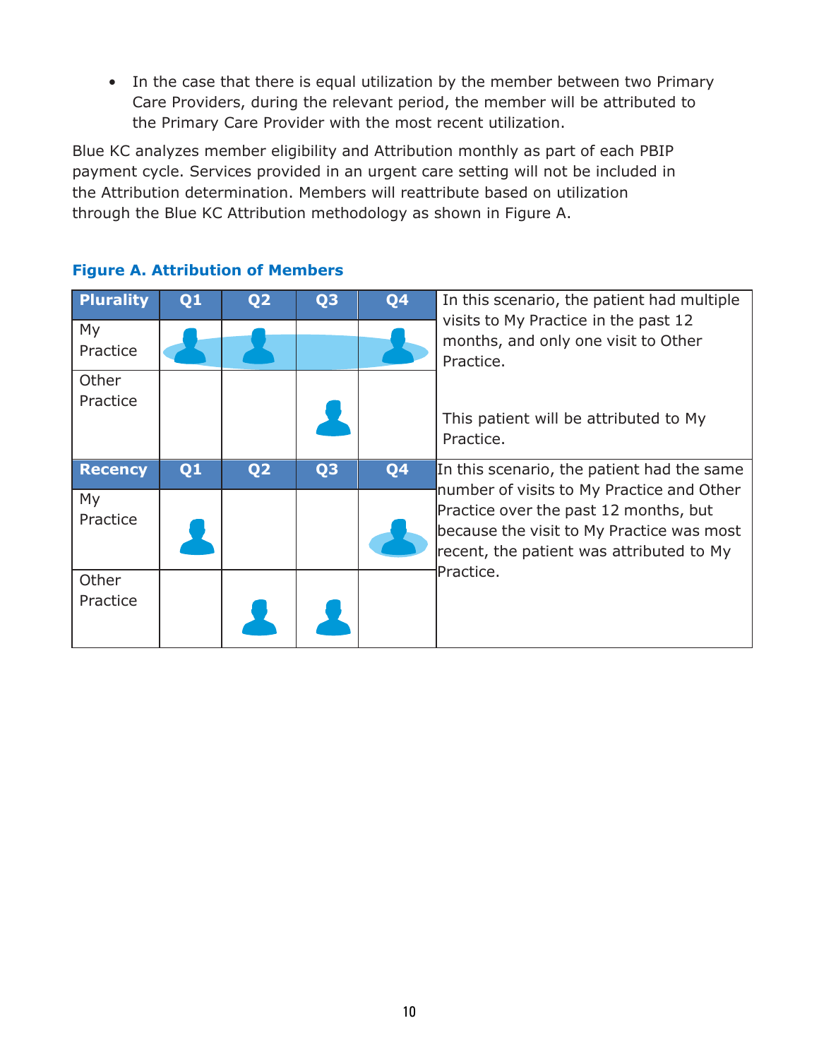- In the case that there is equal utilization by the member between two Primary Care Providers, during the relevant period, the member will be attributed to the Primary Care Provider with the most recent utilization.

Blue KC analyzes member eligibility and Attribution monthly as part of each PBIP payment cycle. Services provided in an urgent care setting will not be included in the Attribution determination. Members will reattribute based on utilization through the Blue KC Attribution methodology as shown in Figure A.

**Figure A. Attribution of Members**

| **Plurality** | **Q1** | **Q2** | **Q3** | **Q4** | |
|---|---|---|---|---|---|
| My Practice | visit | visit | | visit | In this scenario, the patient had multiple visits to My Practice in the past 12 months, and only one visit to Other Practice. |
| Other Practice | | | visit | | This patient will be attributed to My Practice. |
| **Recency** | **Q1** | **Q2** | **Q3** | **Q4** | In this scenario, the patient had the same number of visits to My Practice and Other Practice over the past 12 months, but because the visit to My Practice was most recent, the patient was attributed to My Practice. |
| My Practice | visit | | | visit | |
| Other Practice | | visit | visit | | |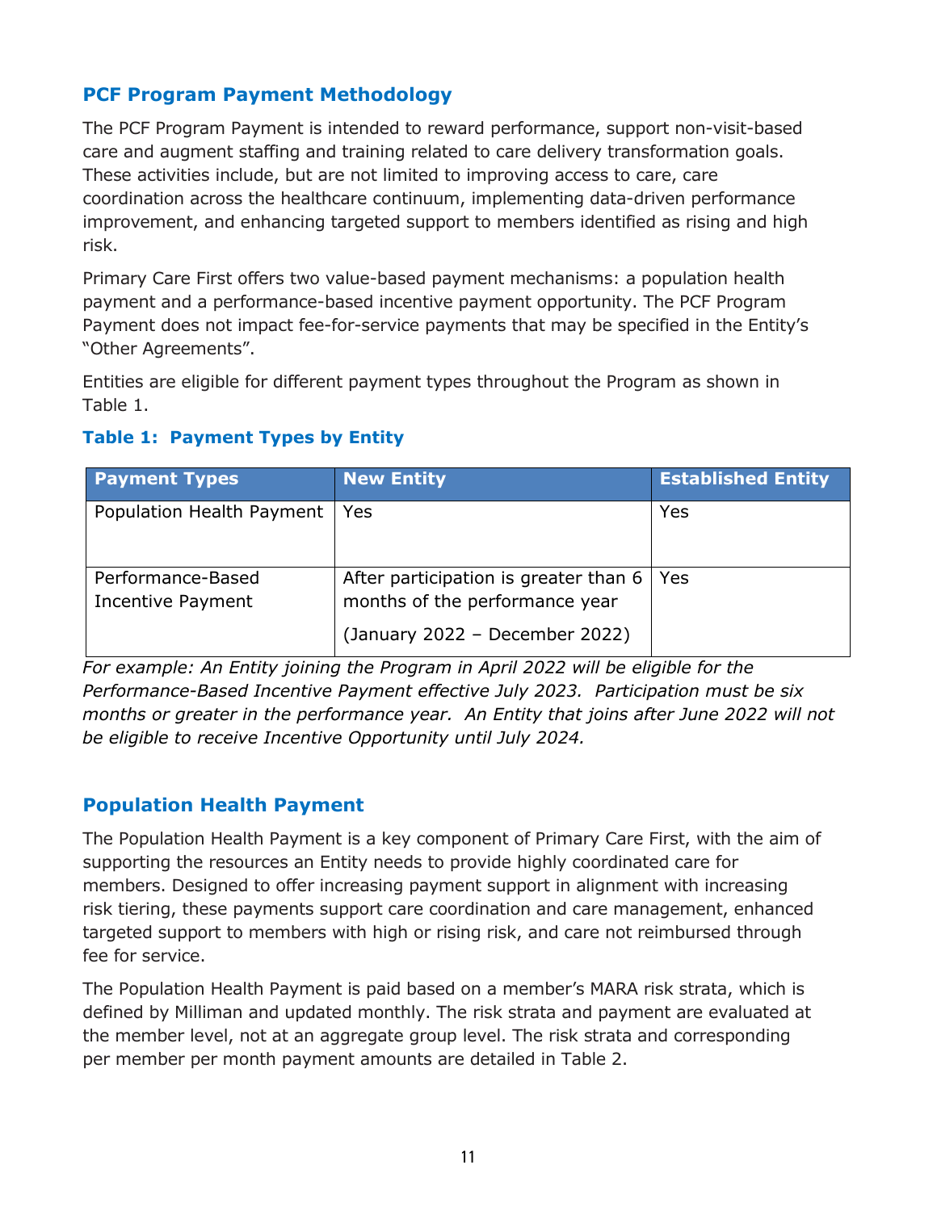## PCF Program Payment Methodology

The PCF Program Payment is intended to reward performance, support non-visit-based care and augment staffing and training related to care delivery transformation goals. These activities include, but are not limited to improving access to care, care coordination across the healthcare continuum, implementing data-driven performance improvement, and enhancing targeted support to members identified as rising and high risk.

Primary Care First offers two value-based payment mechanisms: a population health payment and a performance-based incentive payment opportunity. The PCF Program Payment does not impact fee-for-service payments that may be specified in the Entity's "Other Agreements".

Entities are eligible for different payment types throughout the Program as shown in Table 1.

### Table 1: Payment Types by Entity

| Payment Types | New Entity | Established Entity |
|---|---|---|
| Population Health Payment | Yes | Yes |
| Performance-Based Incentive Payment | After participation is greater than 6 months of the performance year (January 2022 – December 2022) | Yes |

*For example: An Entity joining the Program in April 2022 will be eligible for the Performance-Based Incentive Payment effective July 2023. Participation must be six months or greater in the performance year. An Entity that joins after June 2022 will not be eligible to receive Incentive Opportunity until July 2024.*

## Population Health Payment

The Population Health Payment is a key component of Primary Care First, with the aim of supporting the resources an Entity needs to provide highly coordinated care for members. Designed to offer increasing payment support in alignment with increasing risk tiering, these payments support care coordination and care management, enhanced targeted support to members with high or rising risk, and care not reimbursed through fee for service.

The Population Health Payment is paid based on a member's MARA risk strata, which is defined by Milliman and updated monthly. The risk strata and payment are evaluated at the member level, not at an aggregate group level. The risk strata and corresponding per member per month payment amounts are detailed in Table 2.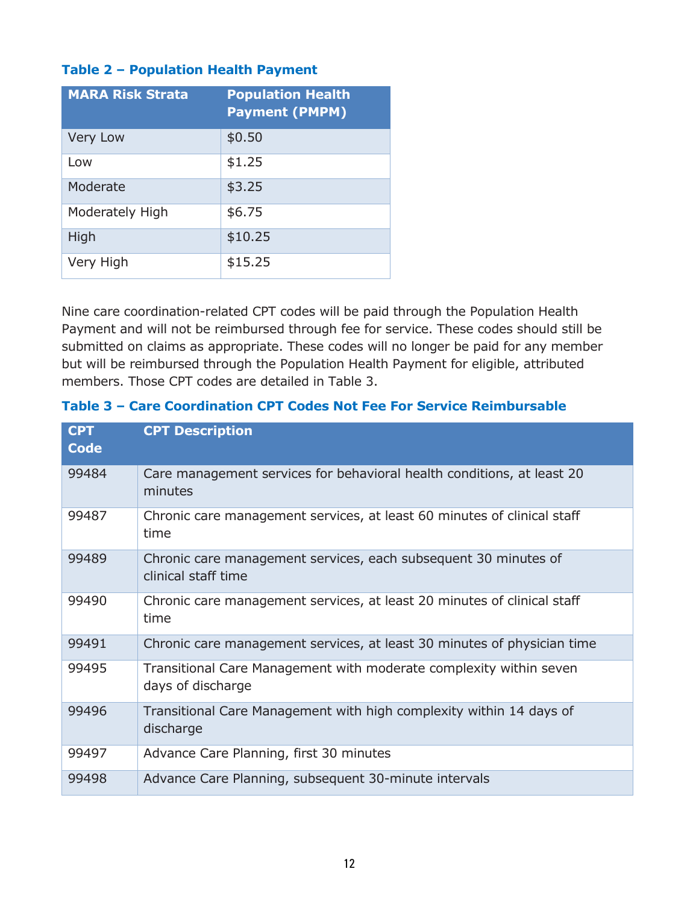### Table 2 – Population Health Payment

| MARA Risk Strata | Population Health Payment (PMPM) |
|---|---|
| Very Low | $0.50 |
| Low | $1.25 |
| Moderate | $3.25 |
| Moderately High | $6.75 |
| High | $10.25 |
| Very High | $15.25 |

Nine care coordination-related CPT codes will be paid through the Population Health Payment and will not be reimbursed through fee for service. These codes should still be submitted on claims as appropriate. These codes will no longer be paid for any member but will be reimbursed through the Population Health Payment for eligible, attributed members. Those CPT codes are detailed in Table 3.

### Table 3 – Care Coordination CPT Codes Not Fee For Service Reimbursable

| CPT Code | CPT Description |
|---|---|
| 99484 | Care management services for behavioral health conditions, at least 20 minutes |
| 99487 | Chronic care management services, at least 60 minutes of clinical staff time |
| 99489 | Chronic care management services, each subsequent 30 minutes of clinical staff time |
| 99490 | Chronic care management services, at least 20 minutes of clinical staff time |
| 99491 | Chronic care management services, at least 30 minutes of physician time |
| 99495 | Transitional Care Management with moderate complexity within seven days of discharge |
| 99496 | Transitional Care Management with high complexity within 14 days of discharge |
| 99497 | Advance Care Planning, first 30 minutes |
| 99498 | Advance Care Planning, subsequent 30-minute intervals |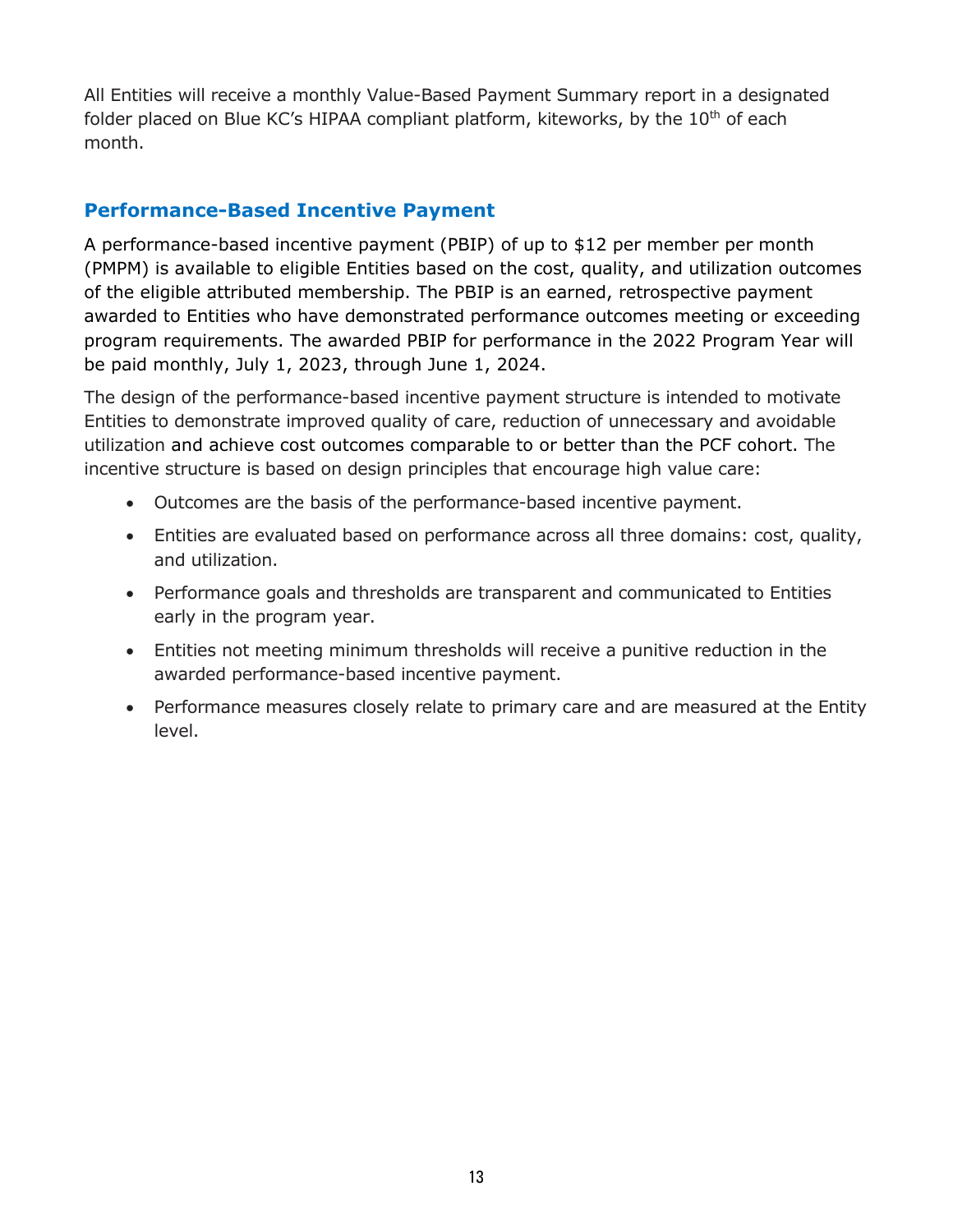All Entities will receive a monthly Value-Based Payment Summary report in a designated folder placed on Blue KC's HIPAA compliant platform, kiteworks, by the 10th of each month.

## Performance-Based Incentive Payment

A performance-based incentive payment (PBIP) of up to $12 per member per month (PMPM) is available to eligible Entities based on the cost, quality, and utilization outcomes of the eligible attributed membership. The PBIP is an earned, retrospective payment awarded to Entities who have demonstrated performance outcomes meeting or exceeding program requirements. The awarded PBIP for performance in the 2022 Program Year will be paid monthly, July 1, 2023, through June 1, 2024.

The design of the performance-based incentive payment structure is intended to motivate Entities to demonstrate improved quality of care, reduction of unnecessary and avoidable utilization and achieve cost outcomes comparable to or better than the PCF cohort. The incentive structure is based on design principles that encourage high value care:

- Outcomes are the basis of the performance-based incentive payment.
- Entities are evaluated based on performance across all three domains: cost, quality, and utilization.
- Performance goals and thresholds are transparent and communicated to Entities early in the program year.
- Entities not meeting minimum thresholds will receive a punitive reduction in the awarded performance-based incentive payment.
- Performance measures closely relate to primary care and are measured at the Entity level.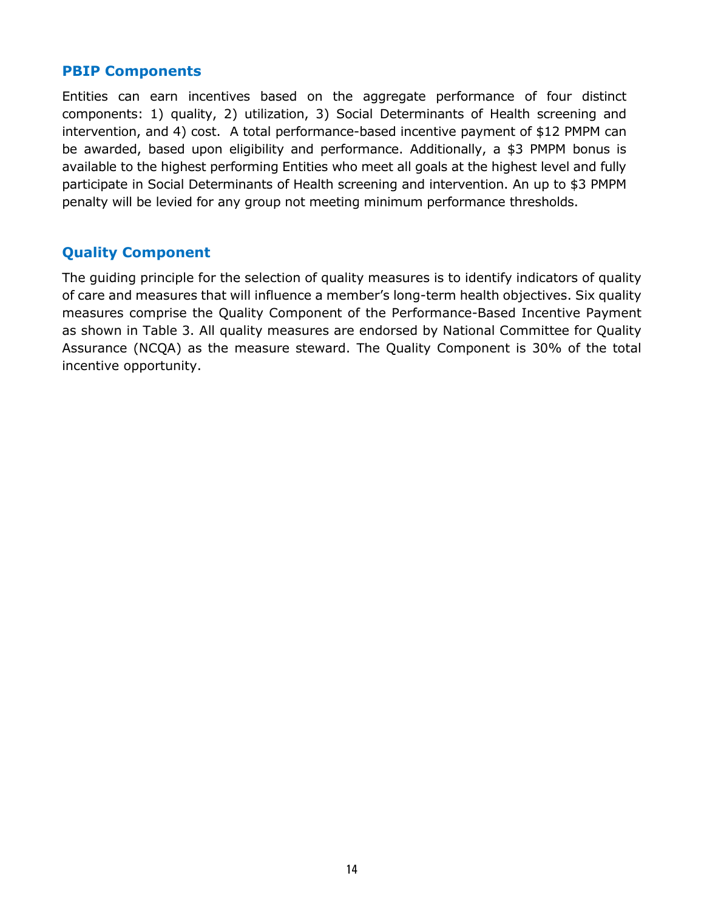## PBIP Components

Entities can earn incentives based on the aggregate performance of four distinct components: 1) quality, 2) utilization, 3) Social Determinants of Health screening and intervention, and 4) cost. A total performance-based incentive payment of $12 PMPM can be awarded, based upon eligibility and performance. Additionally, a $3 PMPM bonus is available to the highest performing Entities who meet all goals at the highest level and fully participate in Social Determinants of Health screening and intervention. An up to $3 PMPM penalty will be levied for any group not meeting minimum performance thresholds.

## Quality Component

The guiding principle for the selection of quality measures is to identify indicators of quality of care and measures that will influence a member's long-term health objectives. Six quality measures comprise the Quality Component of the Performance-Based Incentive Payment as shown in Table 3. All quality measures are endorsed by National Committee for Quality Assurance (NCQA) as the measure steward. The Quality Component is 30% of the total incentive opportunity.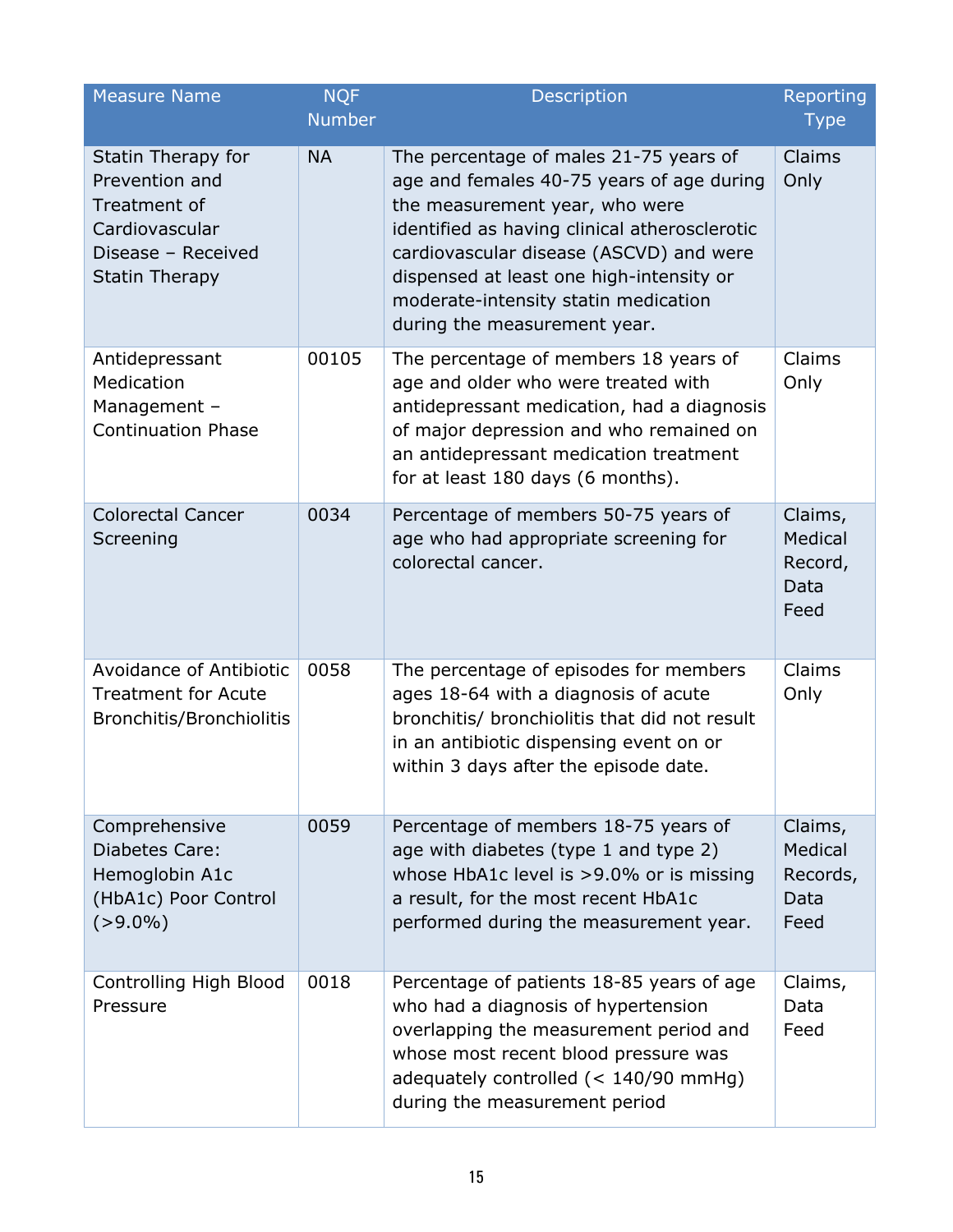| Measure Name | NQF Number | Description | Reporting Type |
|---|---|---|---|
| Statin Therapy for Prevention and Treatment of Cardiovascular Disease – Received Statin Therapy | NA | The percentage of males 21-75 years of age and females 40-75 years of age during the measurement year, who were identified as having clinical atherosclerotic cardiovascular disease (ASCVD) and were dispensed at least one high-intensity or moderate-intensity statin medication during the measurement year. | Claims Only |
| Antidepressant Medication Management – Continuation Phase | 00105 | The percentage of members 18 years of age and older who were treated with antidepressant medication, had a diagnosis of major depression and who remained on an antidepressant medication treatment for at least 180 days (6 months). | Claims Only |
| Colorectal Cancer Screening | 0034 | Percentage of members 50-75 years of age who had appropriate screening for colorectal cancer. | Claims, Medical Record, Data Feed |
| Avoidance of Antibiotic Treatment for Acute Bronchitis/Bronchiolitis | 0058 | The percentage of episodes for members ages 18-64 with a diagnosis of acute bronchitis/ bronchiolitis that did not result in an antibiotic dispensing event on or within 3 days after the episode date. | Claims Only |
| Comprehensive Diabetes Care: Hemoglobin A1c (HbA1c) Poor Control (>9.0%) | 0059 | Percentage of members 18-75 years of age with diabetes (type 1 and type 2) whose HbA1c level is >9.0% or is missing a result, for the most recent HbA1c performed during the measurement year. | Claims, Medical Records, Data Feed |
| Controlling High Blood Pressure | 0018 | Percentage of patients 18-85 years of age who had a diagnosis of hypertension overlapping the measurement period and whose most recent blood pressure was adequately controlled (< 140/90 mmHg) during the measurement period | Claims, Data Feed |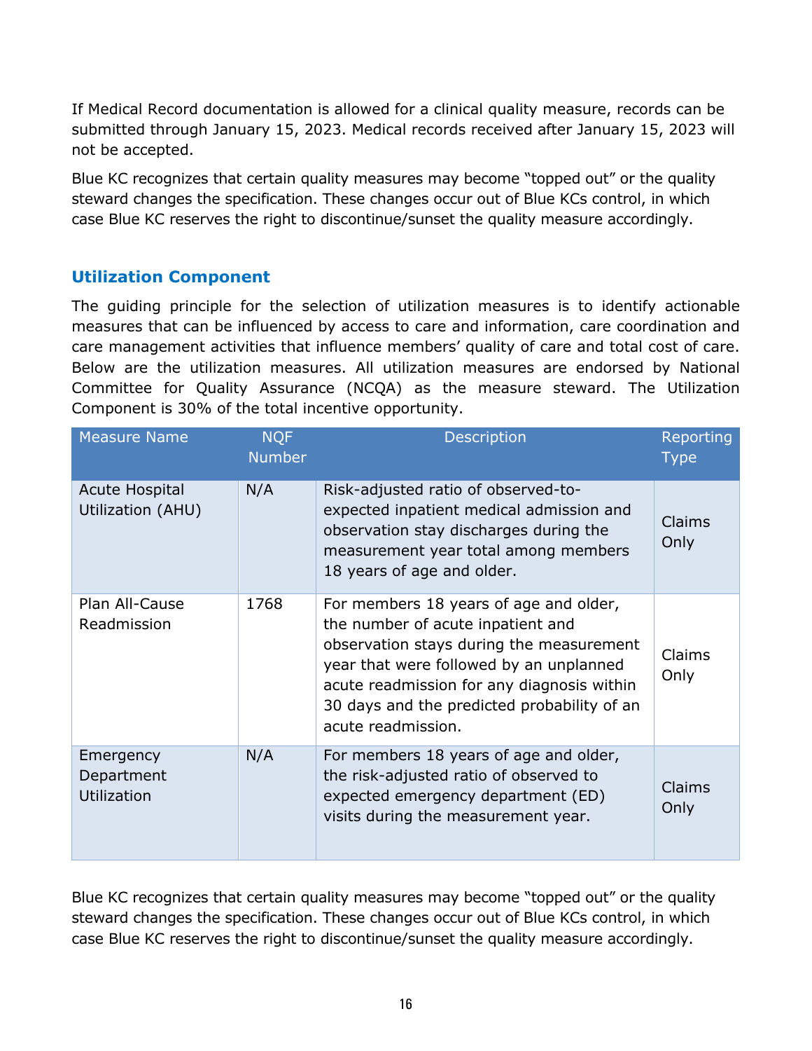If Medical Record documentation is allowed for a clinical quality measure, records can be submitted through January 15, 2023. Medical records received after January 15, 2023 will not be accepted.

Blue KC recognizes that certain quality measures may become "topped out" or the quality steward changes the specification. These changes occur out of Blue KCs control, in which case Blue KC reserves the right to discontinue/sunset the quality measure accordingly.

## Utilization Component

The guiding principle for the selection of utilization measures is to identify actionable measures that can be influenced by access to care and information, care coordination and care management activities that influence members' quality of care and total cost of care. Below are the utilization measures. All utilization measures are endorsed by National Committee for Quality Assurance (NCQA) as the measure steward. The Utilization Component is 30% of the total incentive opportunity.

| Measure Name | NQF Number | Description | Reporting Type |
|---|---|---|---|
| Acute Hospital Utilization (AHU) | N/A | Risk-adjusted ratio of observed-to-expected inpatient medical admission and observation stay discharges during the measurement year total among members 18 years of age and older. | Claims Only |
| Plan All-Cause Readmission | 1768 | For members 18 years of age and older, the number of acute inpatient and observation stays during the measurement year that were followed by an unplanned acute readmission for any diagnosis within 30 days and the predicted probability of an acute readmission. | Claims Only |
| Emergency Department Utilization | N/A | For members 18 years of age and older, the risk-adjusted ratio of observed to expected emergency department (ED) visits during the measurement year. | Claims Only |

Blue KC recognizes that certain quality measures may become "topped out" or the quality steward changes the specification. These changes occur out of Blue KCs control, in which case Blue KC reserves the right to discontinue/sunset the quality measure accordingly.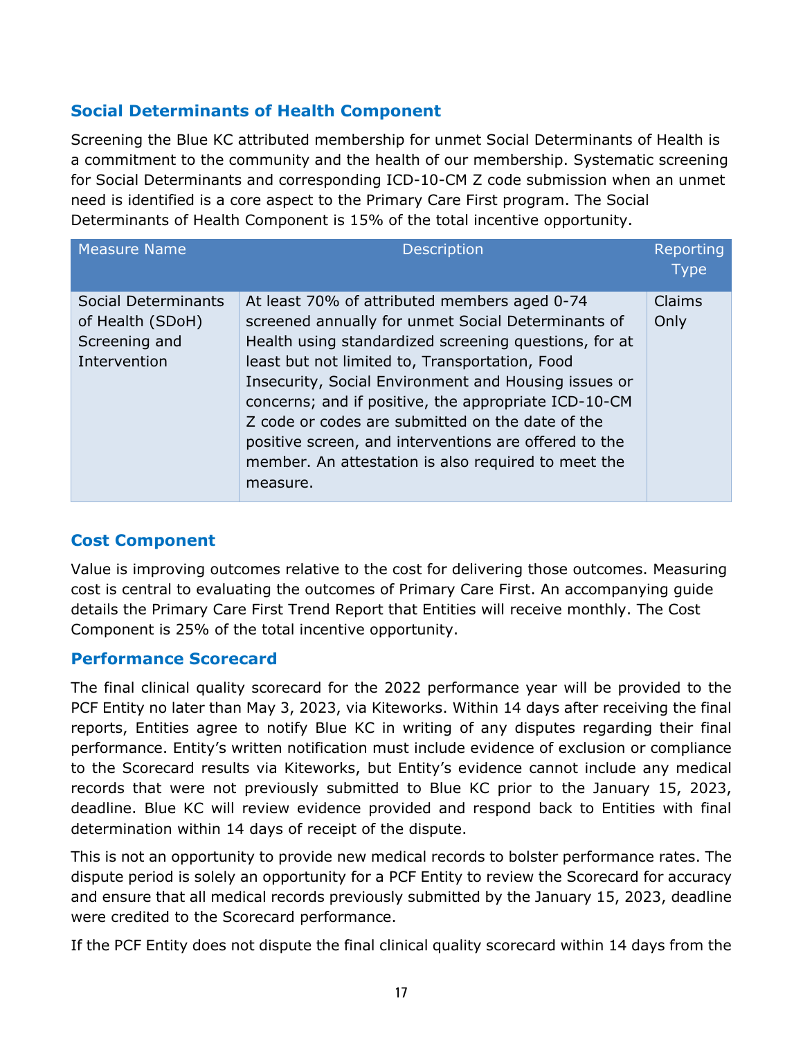## Social Determinants of Health Component

Screening the Blue KC attributed membership for unmet Social Determinants of Health is a commitment to the community and the health of our membership. Systematic screening for Social Determinants and corresponding ICD-10-CM Z code submission when an unmet need is identified is a core aspect to the Primary Care First program. The Social Determinants of Health Component is 15% of the total incentive opportunity.

| Measure Name | Description | Reporting Type |
|---|---|---|
| Social Determinants of Health (SDoH) Screening and Intervention | At least 70% of attributed members aged 0-74 screened annually for unmet Social Determinants of Health using standardized screening questions, for at least but not limited to, Transportation, Food Insecurity, Social Environment and Housing issues or concerns; and if positive, the appropriate ICD-10-CM Z code or codes are submitted on the date of the positive screen, and interventions are offered to the member. An attestation is also required to meet the measure. | Claims Only |

## Cost Component

Value is improving outcomes relative to the cost for delivering those outcomes. Measuring cost is central to evaluating the outcomes of Primary Care First. An accompanying guide details the Primary Care First Trend Report that Entities will receive monthly. The Cost Component is 25% of the total incentive opportunity.

## Performance Scorecard

The final clinical quality scorecard for the 2022 performance year will be provided to the PCF Entity no later than May 3, 2023, via Kiteworks. Within 14 days after receiving the final reports, Entities agree to notify Blue KC in writing of any disputes regarding their final performance. Entity's written notification must include evidence of exclusion or compliance to the Scorecard results via Kiteworks, but Entity's evidence cannot include any medical records that were not previously submitted to Blue KC prior to the January 15, 2023, deadline. Blue KC will review evidence provided and respond back to Entities with final determination within 14 days of receipt of the dispute.

This is not an opportunity to provide new medical records to bolster performance rates. The dispute period is solely an opportunity for a PCF Entity to review the Scorecard for accuracy and ensure that all medical records previously submitted by the January 15, 2023, deadline were credited to the Scorecard performance.

If the PCF Entity does not dispute the final clinical quality scorecard within 14 days from the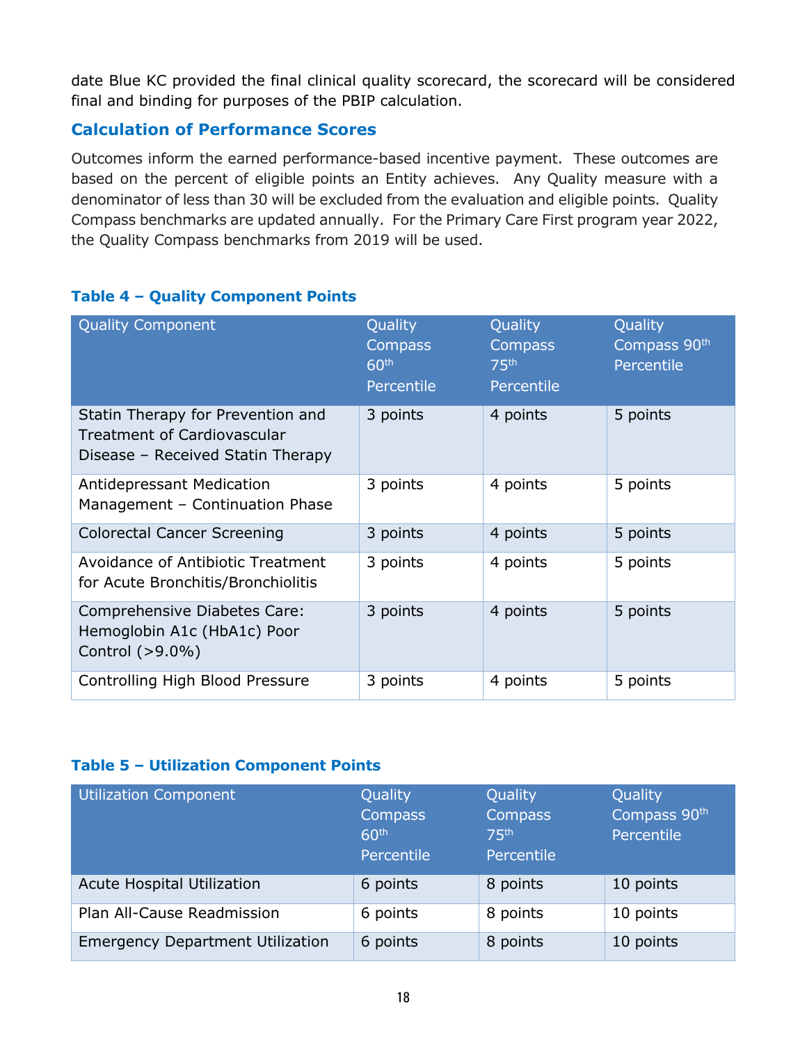date Blue KC provided the final clinical quality scorecard, the scorecard will be considered final and binding for purposes of the PBIP calculation.

## Calculation of Performance Scores

Outcomes inform the earned performance-based incentive payment. These outcomes are based on the percent of eligible points an Entity achieves. Any Quality measure with a denominator of less than 30 will be excluded from the evaluation and eligible points. Quality Compass benchmarks are updated annually. For the Primary Care First program year 2022, the Quality Compass benchmarks from 2019 will be used.

### Table 4 – Quality Component Points

| Quality Component | Quality Compass 60th Percentile | Quality Compass 75th Percentile | Quality Compass 90th Percentile |
|---|---|---|---|
| Statin Therapy for Prevention and Treatment of Cardiovascular Disease – Received Statin Therapy | 3 points | 4 points | 5 points |
| Antidepressant Medication Management – Continuation Phase | 3 points | 4 points | 5 points |
| Colorectal Cancer Screening | 3 points | 4 points | 5 points |
| Avoidance of Antibiotic Treatment for Acute Bronchitis/Bronchiolitis | 3 points | 4 points | 5 points |
| Comprehensive Diabetes Care: Hemoglobin A1c (HbA1c) Poor Control (>9.0%) | 3 points | 4 points | 5 points |
| Controlling High Blood Pressure | 3 points | 4 points | 5 points |

### Table 5 – Utilization Component Points

| Utilization Component | Quality Compass 60th Percentile | Quality Compass 75th Percentile | Quality Compass 90th Percentile |
|---|---|---|---|
| Acute Hospital Utilization | 6 points | 8 points | 10 points |
| Plan All-Cause Readmission | 6 points | 8 points | 10 points |
| Emergency Department Utilization | 6 points | 8 points | 10 points |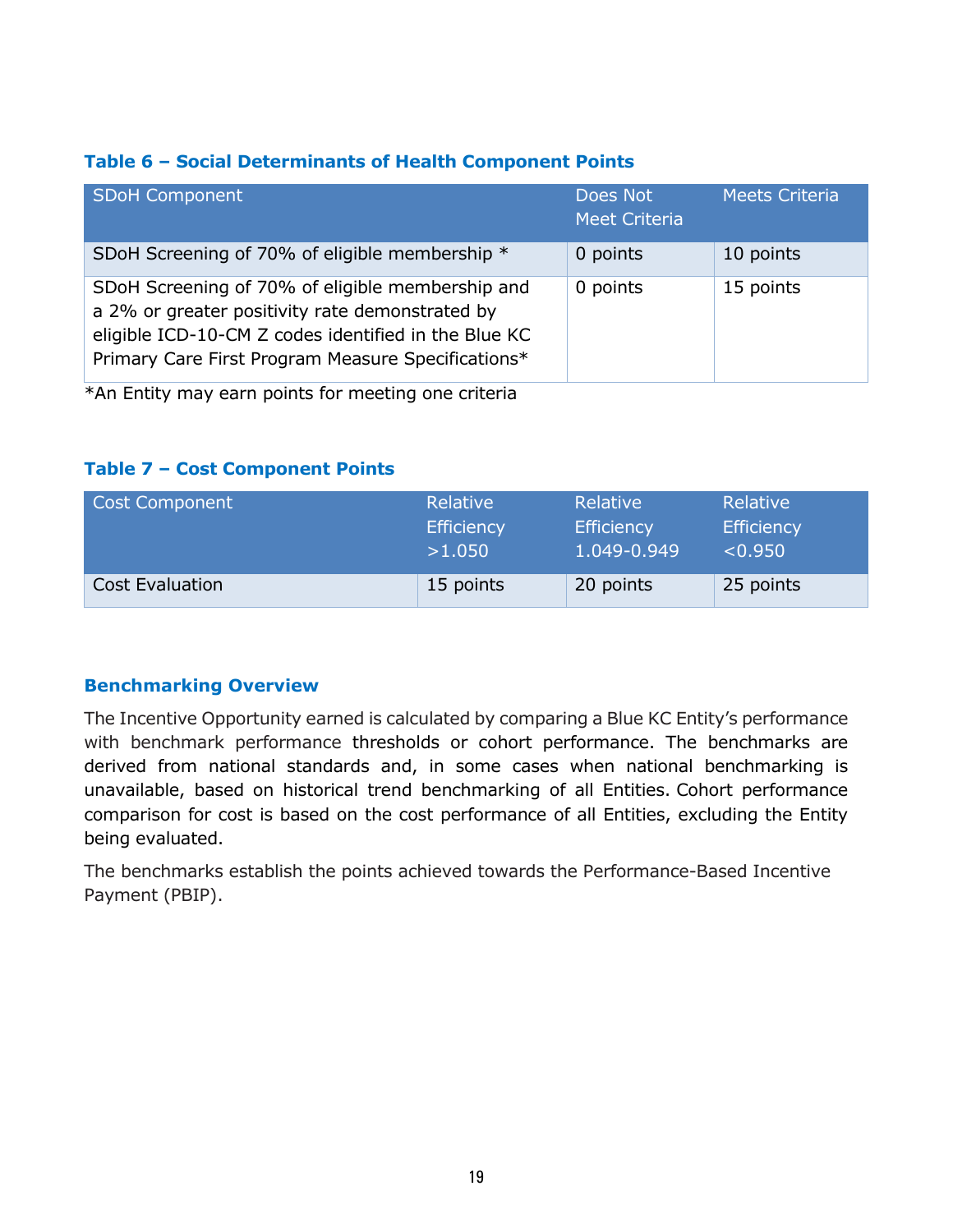### Table 6 – Social Determinants of Health Component Points

| SDoH Component | Does Not Meet Criteria | Meets Criteria |
|---|---|---|
| SDoH Screening of 70% of eligible membership * | 0 points | 10 points |
| SDoH Screening of 70% of eligible membership and a 2% or greater positivity rate demonstrated by eligible ICD-10-CM Z codes identified in the Blue KC Primary Care First Program Measure Specifications* | 0 points | 15 points |

*An Entity may earn points for meeting one criteria

### Table 7 – Cost Component Points

| Cost Component | Relative Efficiency >1.050 | Relative Efficiency 1.049-0.949 | Relative Efficiency <0.950 |
|---|---|---|---|
| Cost Evaluation | 15 points | 20 points | 25 points |

### Benchmarking Overview

The Incentive Opportunity earned is calculated by comparing a Blue KC Entity's performance with benchmark performance thresholds or cohort performance. The benchmarks are derived from national standards and, in some cases when national benchmarking is unavailable, based on historical trend benchmarking of all Entities. Cohort performance comparison for cost is based on the cost performance of all Entities, excluding the Entity being evaluated.

The benchmarks establish the points achieved towards the Performance-Based Incentive Payment (PBIP).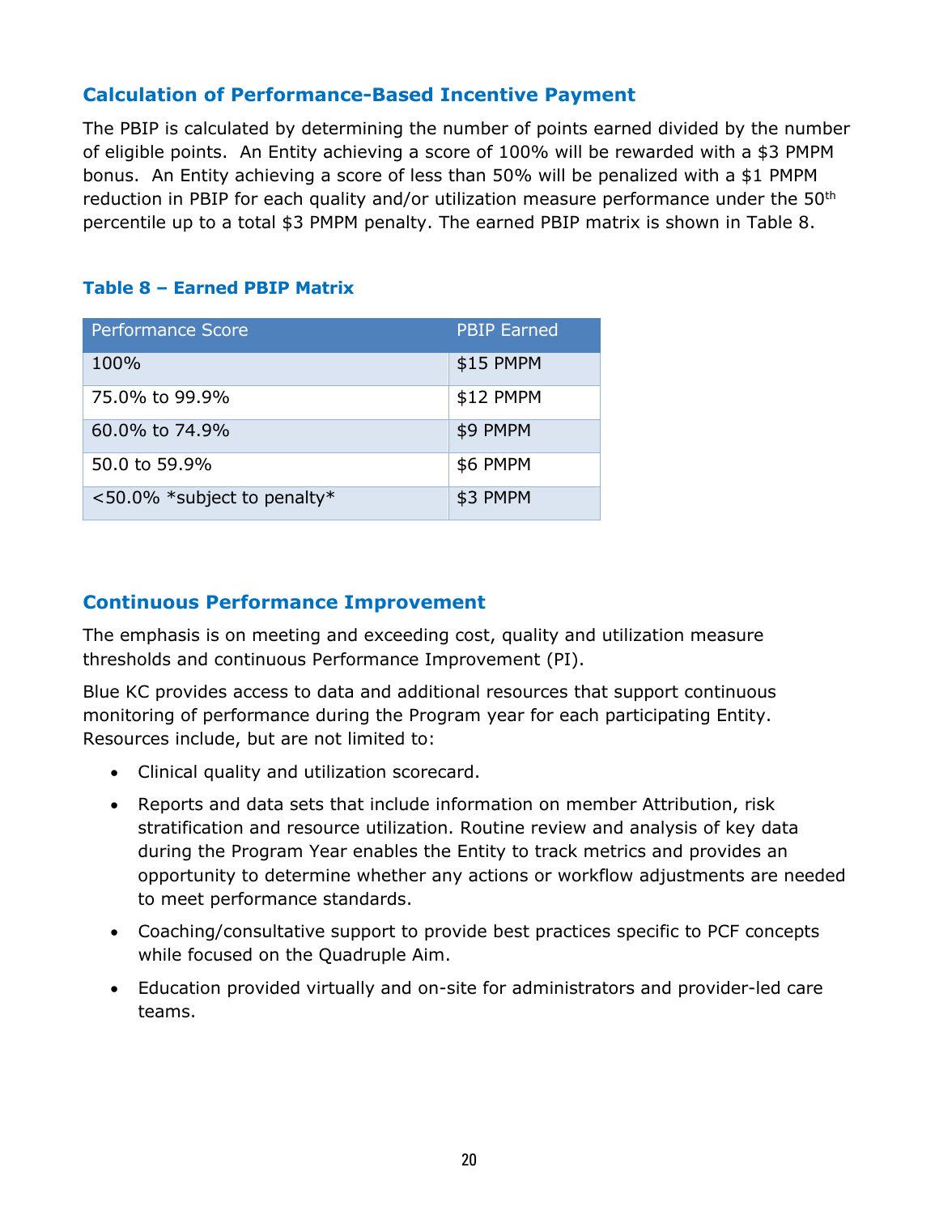## Calculation of Performance-Based Incentive Payment

The PBIP is calculated by determining the number of points earned divided by the number of eligible points. An Entity achieving a score of 100% will be rewarded with a $3 PMPM bonus. An Entity achieving a score of less than 50% will be penalized with a $1 PMPM reduction in PBIP for each quality and/or utilization measure performance under the 50th percentile up to a total $3 PMPM penalty. The earned PBIP matrix is shown in Table 8.

### Table 8 – Earned PBIP Matrix

| Performance Score | PBIP Earned |
|---|---|
| 100% | $15 PMPM |
| 75.0% to 99.9% | $12 PMPM |
| 60.0% to 74.9% | $9 PMPM |
| 50.0 to 59.9% | $6 PMPM |
| <50.0% *subject to penalty* | $3 PMPM |

## Continuous Performance Improvement

The emphasis is on meeting and exceeding cost, quality and utilization measure thresholds and continuous Performance Improvement (PI).

Blue KC provides access to data and additional resources that support continuous monitoring of performance during the Program year for each participating Entity. Resources include, but are not limited to:

- Clinical quality and utilization scorecard.
- Reports and data sets that include information on member Attribution, risk stratification and resource utilization. Routine review and analysis of key data during the Program Year enables the Entity to track metrics and provides an opportunity to determine whether any actions or workflow adjustments are needed to meet performance standards.
- Coaching/consultative support to provide best practices specific to PCF concepts while focused on the Quadruple Aim.
- Education provided virtually and on-site for administrators and provider-led care teams.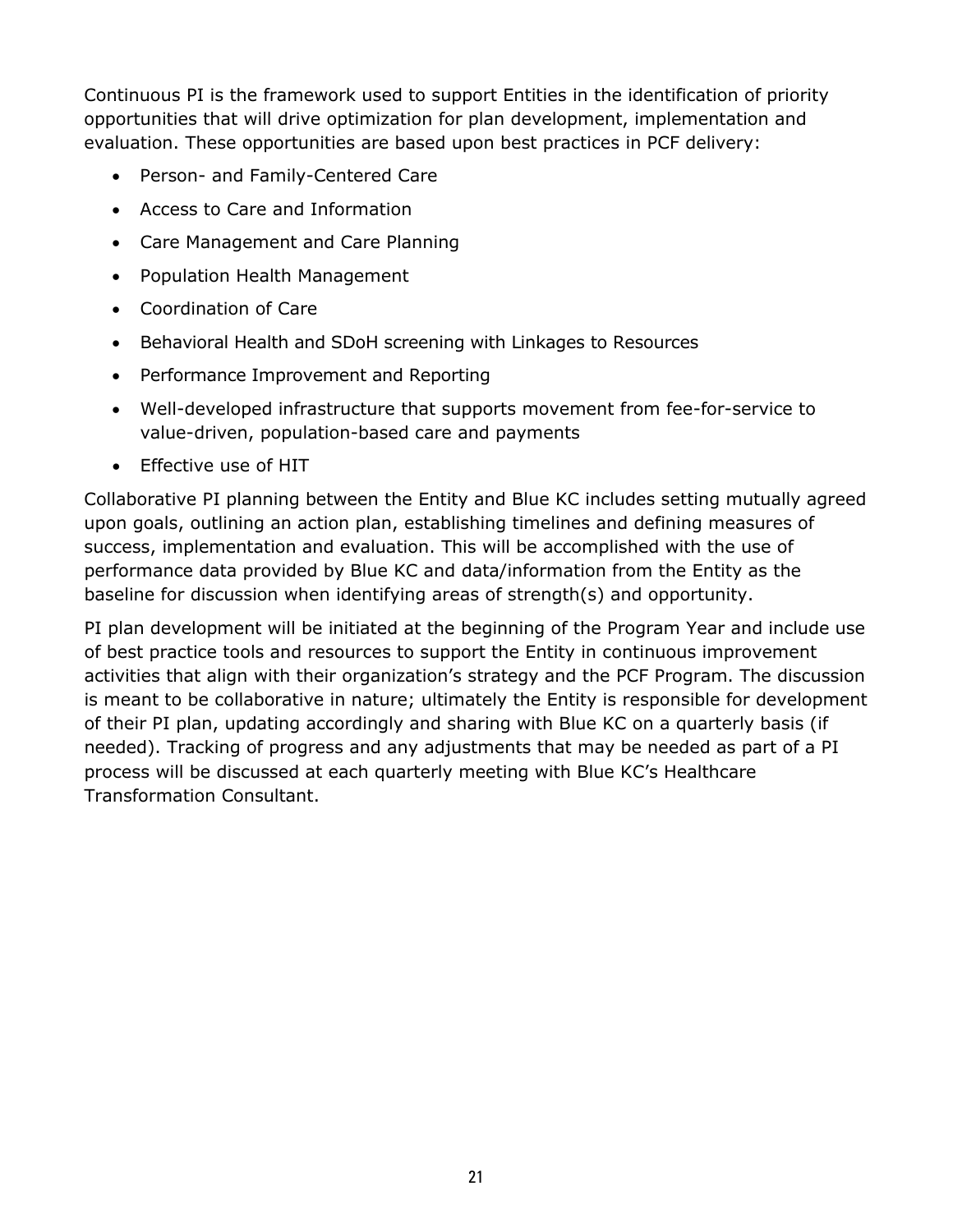Continuous PI is the framework used to support Entities in the identification of priority opportunities that will drive optimization for plan development, implementation and evaluation. These opportunities are based upon best practices in PCF delivery:

- Person- and Family-Centered Care
- Access to Care and Information
- Care Management and Care Planning
- Population Health Management
- Coordination of Care
- Behavioral Health and SDoH screening with Linkages to Resources
- Performance Improvement and Reporting
- Well-developed infrastructure that supports movement from fee-for-service to value-driven, population-based care and payments
- Effective use of HIT

Collaborative PI planning between the Entity and Blue KC includes setting mutually agreed upon goals, outlining an action plan, establishing timelines and defining measures of success, implementation and evaluation. This will be accomplished with the use of performance data provided by Blue KC and data/information from the Entity as the baseline for discussion when identifying areas of strength(s) and opportunity.

PI plan development will be initiated at the beginning of the Program Year and include use of best practice tools and resources to support the Entity in continuous improvement activities that align with their organization's strategy and the PCF Program. The discussion is meant to be collaborative in nature; ultimately the Entity is responsible for development of their PI plan, updating accordingly and sharing with Blue KC on a quarterly basis (if needed). Tracking of progress and any adjustments that may be needed as part of a PI process will be discussed at each quarterly meeting with Blue KC's Healthcare Transformation Consultant.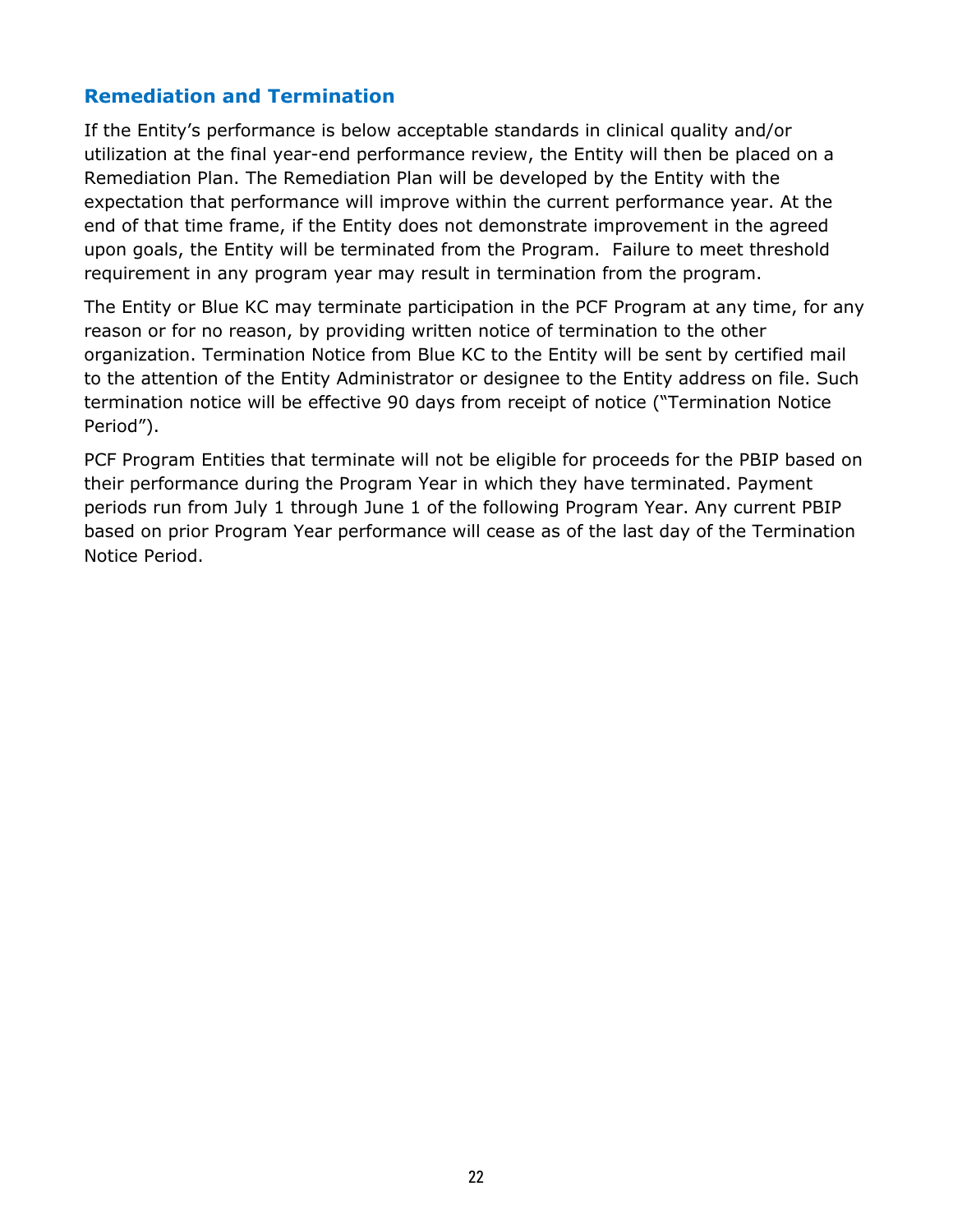## Remediation and Termination

If the Entity's performance is below acceptable standards in clinical quality and/or utilization at the final year-end performance review, the Entity will then be placed on a Remediation Plan. The Remediation Plan will be developed by the Entity with the expectation that performance will improve within the current performance year. At the end of that time frame, if the Entity does not demonstrate improvement in the agreed upon goals, the Entity will be terminated from the Program. Failure to meet threshold requirement in any program year may result in termination from the program.

The Entity or Blue KC may terminate participation in the PCF Program at any time, for any reason or for no reason, by providing written notice of termination to the other organization. Termination Notice from Blue KC to the Entity will be sent by certified mail to the attention of the Entity Administrator or designee to the Entity address on file. Such termination notice will be effective 90 days from receipt of notice ("Termination Notice Period").

PCF Program Entities that terminate will not be eligible for proceeds for the PBIP based on their performance during the Program Year in which they have terminated. Payment periods run from July 1 through June 1 of the following Program Year. Any current PBIP based on prior Program Year performance will cease as of the last day of the Termination Notice Period.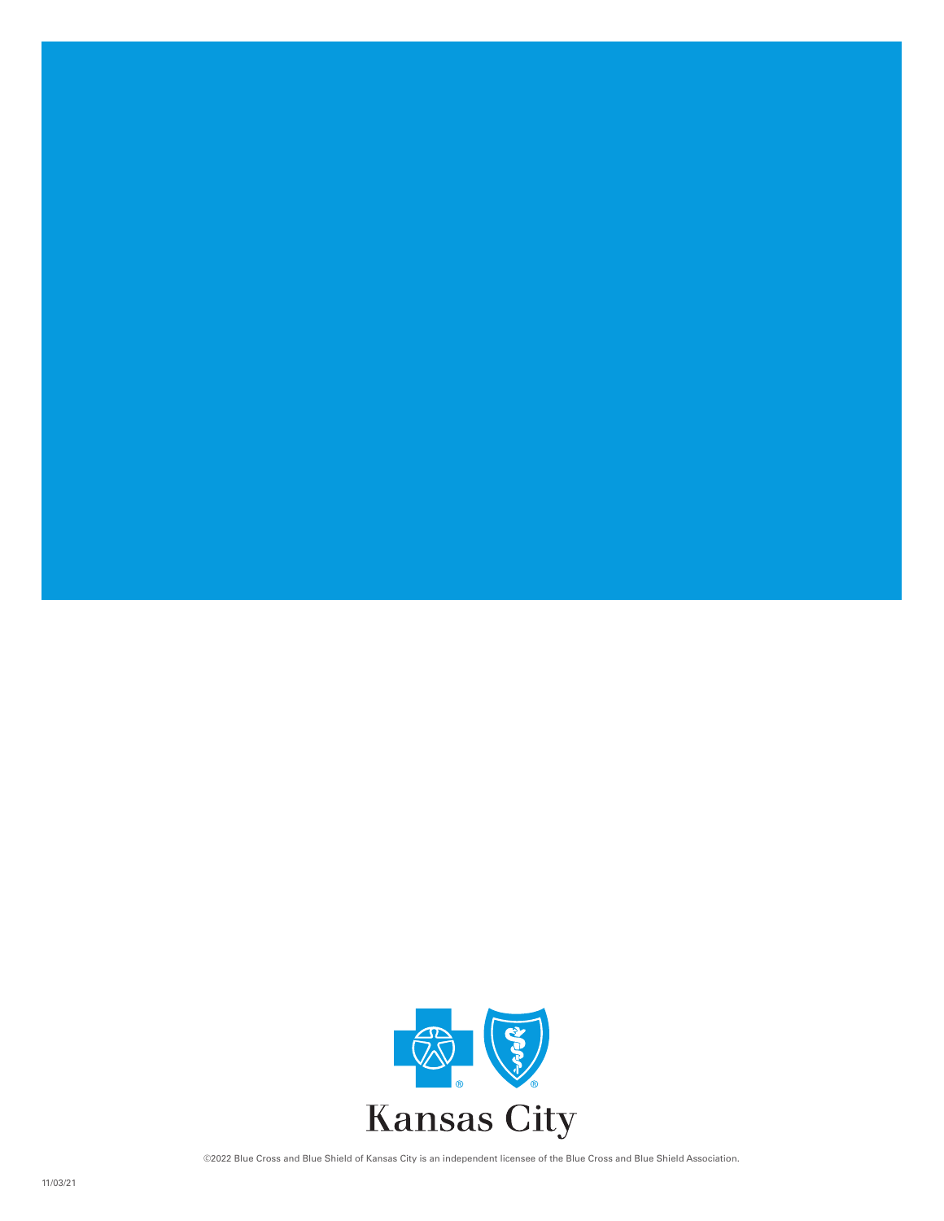Kansas City

©2022 Blue Cross and Blue Shield of Kansas City is an independent licensee of the Blue Cross and Blue Shield Association.

11/03/21